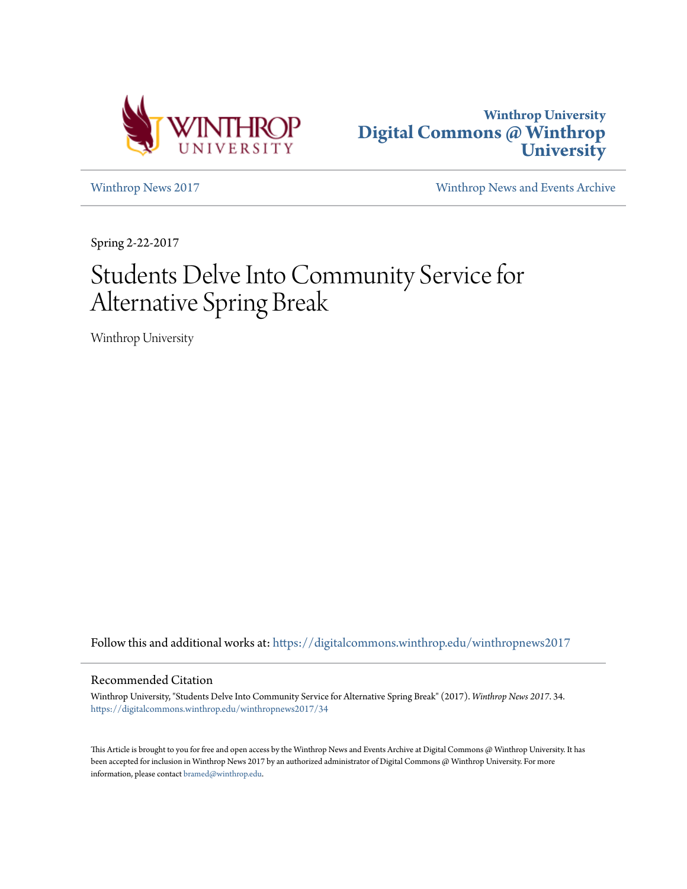Winthrop University
**Digital Commons @ Winthrop University**

Winthrop News 2017 | Winthrop News and Events Archive

Spring 2-22-2017

# Students Delve Into Community Service for Alternative Spring Break

Winthrop University

Follow this and additional works at: https://digitalcommons.winthrop.edu/winthropnews2017

## Recommended Citation

Winthrop University, "Students Delve Into Community Service for Alternative Spring Break" (2017). *Winthrop News 2017*. 34.
https://digitalcommons.winthrop.edu/winthropnews2017/34

This Article is brought to you for free and open access by the Winthrop News and Events Archive at Digital Commons @ Winthrop University. It has been accepted for inclusion in Winthrop News 2017 by an authorized administrator of Digital Commons @ Winthrop University. For more information, please contact bramed@winthrop.edu.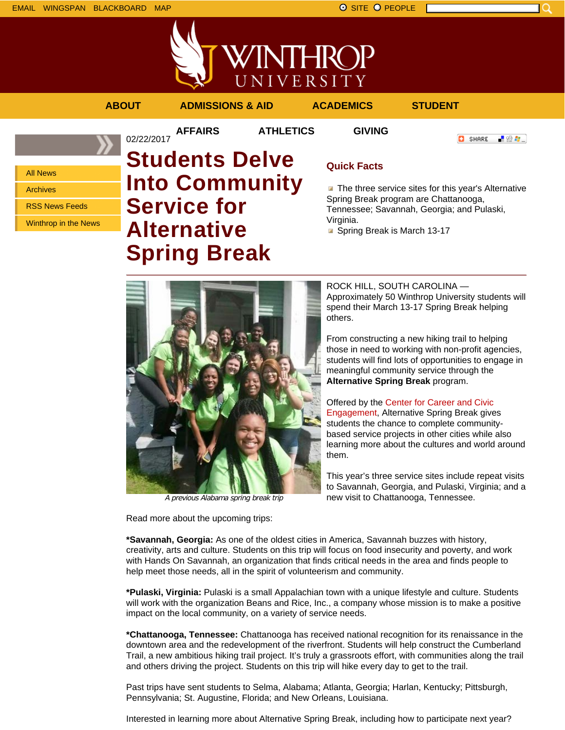EMAIL WINGSPAN BLACKBOARD MAP

SITE PEOPLE

ABOUT ADMISSIONS & AID ACADEMICS STUDENT AFFAIRS ATHLETICS GIVING

- All News
- Archives
- RSS News Feeds
- Winthrop in the News

02/22/2017

# Students Delve Into Community Service for Alternative Spring Break

## Quick Facts

- The three service sites for this year's Alternative Spring Break program are Chattanooga, Tennessee; Savannah, Georgia; and Pulaski, Virginia.
- Spring Break is March 13-17

*A previous Alabama spring break trip*

ROCK HILL, SOUTH CAROLINA — Approximately 50 Winthrop University students will spend their March 13-17 Spring Break helping others.

From constructing a new hiking trail to helping those in need to working with non-profit agencies, students will find lots of opportunities to engage in meaningful community service through the **Alternative Spring Break** program.

Offered by the Center for Career and Civic Engagement, Alternative Spring Break gives students the chance to complete community-based service projects in other cities while also learning more about the cultures and world around them.

This year's three service sites include repeat visits to Savannah, Georgia, and Pulaski, Virginia; and a new visit to Chattanooga, Tennessee.

Read more about the upcoming trips:

**\*Savannah, Georgia:** As one of the oldest cities in America, Savannah buzzes with history, creativity, arts and culture. Students on this trip will focus on food insecurity and poverty, and work with Hands On Savannah, an organization that finds critical needs in the area and finds people to help meet those needs, all in the spirit of volunteerism and community.

**\*Pulaski, Virginia:** Pulaski is a small Appalachian town with a unique lifestyle and culture. Students will work with the organization Beans and Rice, Inc., a company whose mission is to make a positive impact on the local community, on a variety of service needs.

**\*Chattanooga, Tennessee:** Chattanooga has received national recognition for its renaissance in the downtown area and the redevelopment of the riverfront. Students will help construct the Cumberland Trail, a new ambitious hiking trail project. It's truly a grassroots effort, with communities along the trail and others driving the project. Students on this trip will hike every day to get to the trail.

Past trips have sent students to Selma, Alabama; Atlanta, Georgia; Harlan, Kentucky; Pittsburgh, Pennsylvania; St. Augustine, Florida; and New Orleans, Louisiana.

Interested in learning more about Alternative Spring Break, including how to participate next year?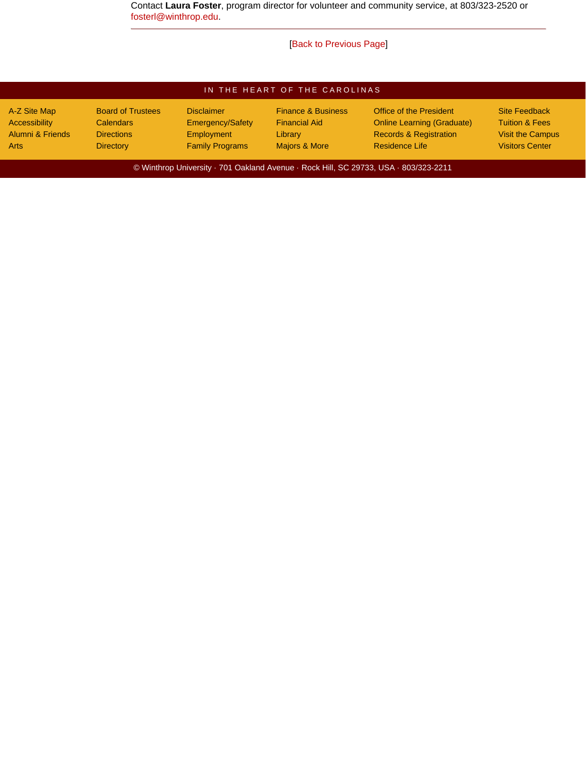Contact **Laura Foster**, program director for volunteer and community service, at 803/323-2520 or fosterl@winthrop.edu.

---

[Back to Previous Page]

IN THE HEART OF THE CAROLINAS

A-Z Site Map
Accessibility
Alumni & Friends
Arts
Board of Trustees
Calendars
Directions
Directory
Disclaimer
Emergency/Safety
Employment
Family Programs
Finance & Business
Financial Aid
Library
Majors & More
Office of the President
Online Learning (Graduate)
Records & Registration
Residence Life
Site Feedback
Tuition & Fees
Visit the Campus
Visitors Center

© Winthrop University · 701 Oakland Avenue · Rock Hill, SC 29733, USA · 803/323-2211